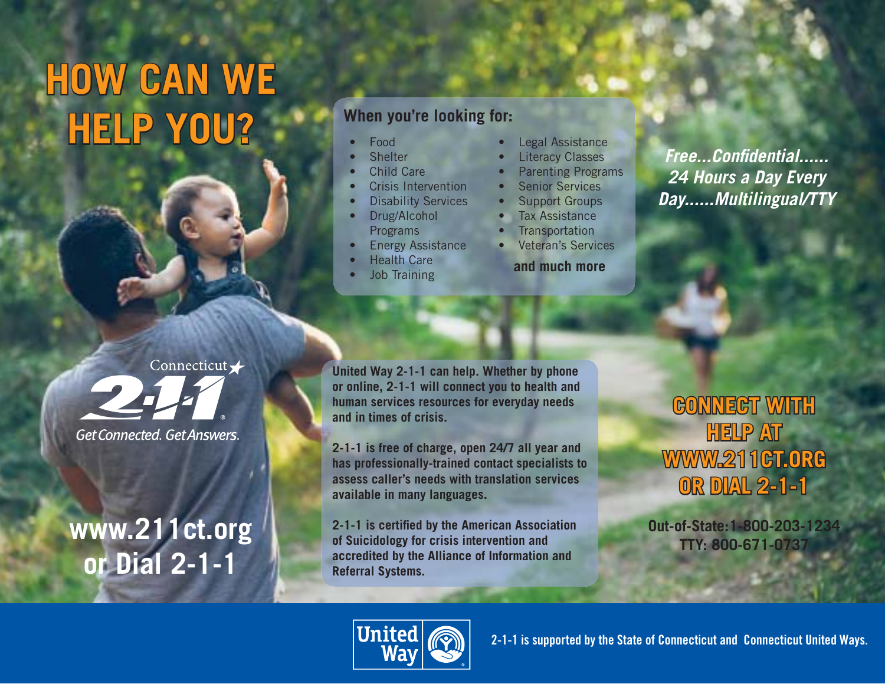# HOW CAN WE HELP YOU?

**When you're looking for:**

- Food
- Shelter
- Child Care
- Crisis Intervention
- Disability Services
- Drug/Alcohol Programs
- Energy Assistance
- Health Care
- Job Training
- Legal Assistance
- Literacy Classes
- Parenting Programs
- Senior Services
- Support Groups
- Tax Assistance
- Transportation
- Veteran's Services

**and much more**

***Free...Confidential...... 24 Hours a Day Every Day......Multilingual/TTY***

Connecticut 2-1-1
Get Connected. Get Answers.

**www.211ct.org or Dial 2-1-1**

**United Way 2-1-1 can help. Whether by phone or online, 2-1-1 will connect you to health and human services resources for everyday needs and in times of crisis.**

**2-1-1 is free of charge, open 24/7 all year and has professionally-trained contact specialists to assess caller's needs with translation services available in many languages.**

**2-1-1 is certified by the American Association of Suicidology for crisis intervention and accredited by the Alliance of Information and Referral Systems.**

## CONNECT WITH HELP AT WWW.211CT.ORG OR DIAL 2-1-1

**Out-of-State:1-800-203-1234**
**TTY: 800-671-0737**

United Way

2-1-1 is supported by the State of Connecticut and Connecticut United Ways.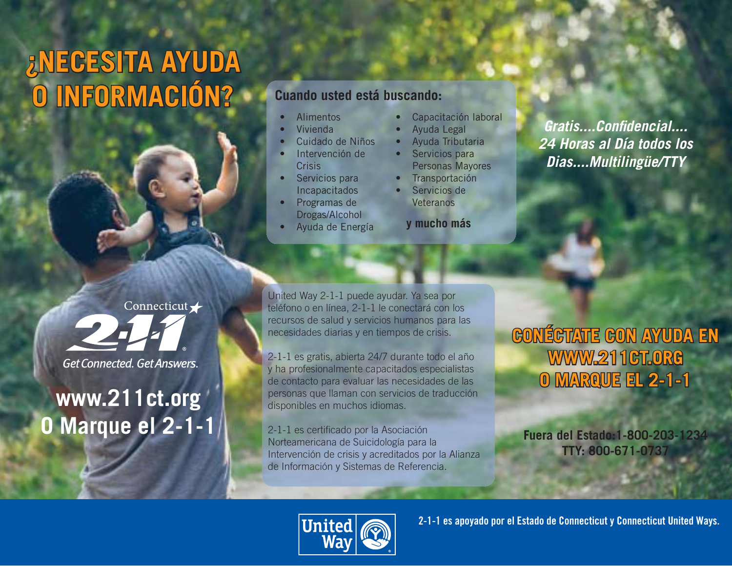# ¿NECESITA AYUDA O INFORMACIÓN?

**Cuando usted está buscando:**

- Alimentos
- Vivienda
- Cuidado de Niños
- Intervención de Crisis
- Servicios para Incapacitados
- Programas de Drogas/Alcohol
- Ayuda de Energía
- Capacitación laboral
- Ayuda Legal
- Ayuda Tributaria
- Servicios para Personas Mayores
- Transportación
- Servicios de Veteranos

**y mucho más**

***Gratis....Confidencial.... 24 Horas al Día todos los Dias....Multilingüe/TTY***

Connecticut 2-1-1

Get Connected. Get Answers.

**www.211ct.org**
**O Marque el 2-1-1**

United Way 2-1-1 puede ayudar. Ya sea por teléfono o en línea, 2-1-1 le conectará con los recursos de salud y servicios humanos para las necesidades diarias y en tiempos de crisis.

2-1-1 es gratis, abierta 24/7 durante todo el año y ha profesionalmente capacitados especialistas de contacto para evaluar las necesidades de las personas que llaman con servicios de traducción disponibles en muchos idiomas.

2-1-1 es certificado por la Asociación Norteamericana de Suicidología para la Intervención de crisis y acreditados por la Alianza de Información y Sistemas de Referencia.

## CONÉCTATE CON AYUDA EN WWW.211CT.ORG O MARQUE EL 2-1-1

**Fuera del Estado:1-800-203-1234**
**TTY: 800-671-0737**

United Way

2-1-1 es apoyado por el Estado de Connecticut y Connecticut United Ways.